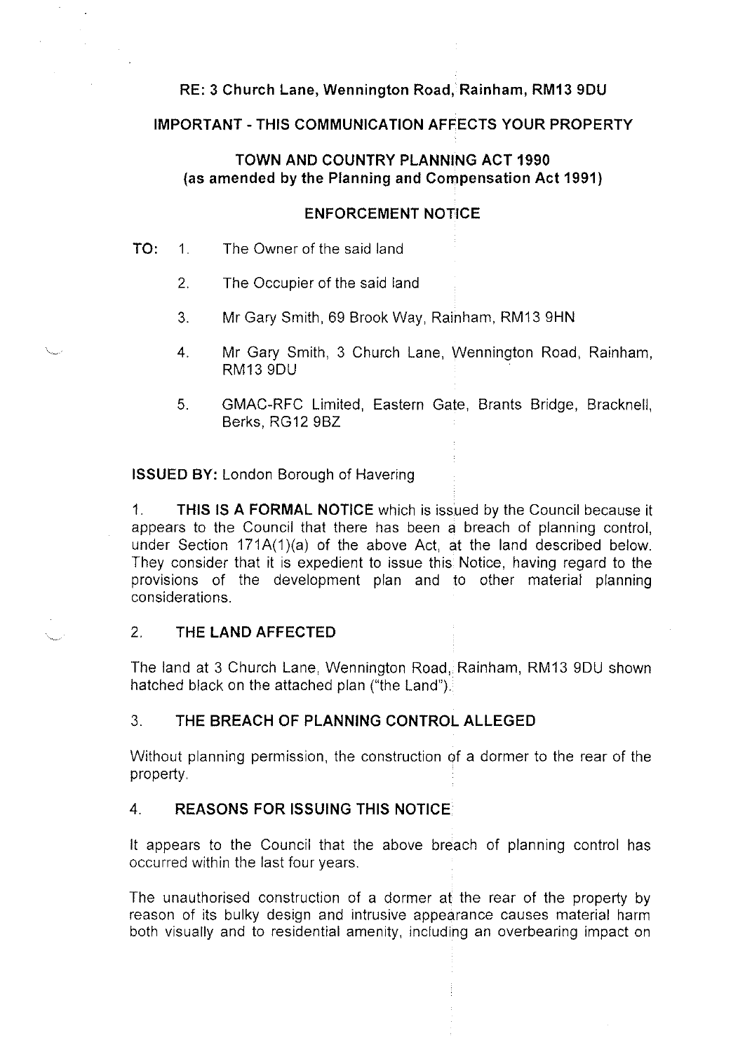**RE: 3 Church Lane, Wennington Road, Rainham, RM13 9DU**

**IMPORTANT - THIS COMMUNICATION AFFECTS YOUR PROPERTY**

**TOWN AND COUNTRY PLANNING ACT 1990**
**(as amended by the Planning and Compensation Act 1991)**

**ENFORCEMENT NOTICE**

**TO:**

1. The Owner of the said land
2. The Occupier of the said land
3. Mr Gary Smith, 69 Brook Way, Rainham, RM13 9HN
4. Mr Gary Smith, 3 Church Lane, Wennington Road, Rainham, RM13 9DU
5. GMAC-RFC Limited, Eastern Gate, Brants Bridge, Bracknell, Berks, RG12 9BZ

**ISSUED BY:** London Borough of Havering

1. **THIS IS A FORMAL NOTICE** which is issued by the Council because it appears to the Council that there has been a breach of planning control, under Section 171A(1)(a) of the above Act, at the land described below. They consider that it is expedient to issue this Notice, having regard to the provisions of the development plan and to other material planning considerations.

## 2. THE LAND AFFECTED

The land at 3 Church Lane, Wennington Road, Rainham, RM13 9DU shown hatched black on the attached plan ("the Land").

## 3. THE BREACH OF PLANNING CONTROL ALLEGED

Without planning permission, the construction of a dormer to the rear of the property.

## 4. REASONS FOR ISSUING THIS NOTICE

It appears to the Council that the above breach of planning control has occurred within the last four years.

The unauthorised construction of a dormer at the rear of the property by reason of its bulky design and intrusive appearance causes material harm both visually and to residential amenity, including an overbearing impact on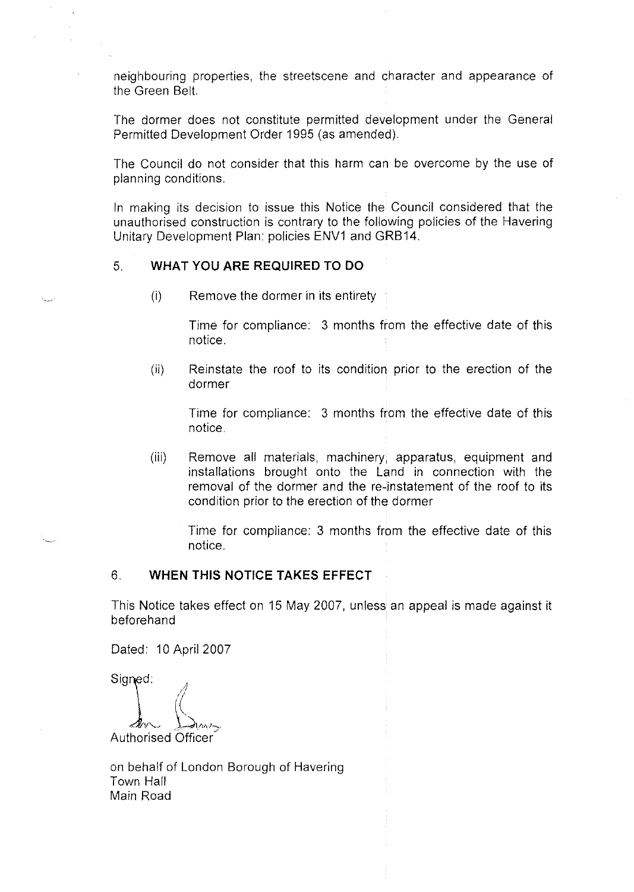neighbouring properties, the streetscene and character and appearance of the Green Belt.

The dormer does not constitute permitted development under the General Permitted Development Order 1995 (as amended).

The Council do not consider that this harm can be overcome by the use of planning conditions.

In making its decision to issue this Notice the Council considered that the unauthorised construction is contrary to the following policies of the Havering Unitary Development Plan: policies ENV1 and GRB14.

## 5. WHAT YOU ARE REQUIRED TO DO

(i) Remove the dormer in its entirety

Time for compliance: 3 months from the effective date of this notice.

(ii) Reinstate the roof to its condition prior to the erection of the dormer

Time for compliance: 3 months from the effective date of this notice.

(iii) Remove all materials, machinery, apparatus, equipment and installations brought onto the Land in connection with the removal of the dormer and the re-instatement of the roof to its condition prior to the erection of the dormer

Time for compliance: 3 months from the effective date of this notice.

## 6. WHEN THIS NOTICE TAKES EFFECT

This Notice takes effect on 15 May 2007, unless an appeal is made against it beforehand

Dated: 10 April 2007

Signed:

Authorised Officer

on behalf of London Borough of Havering
Town Hall
Main Road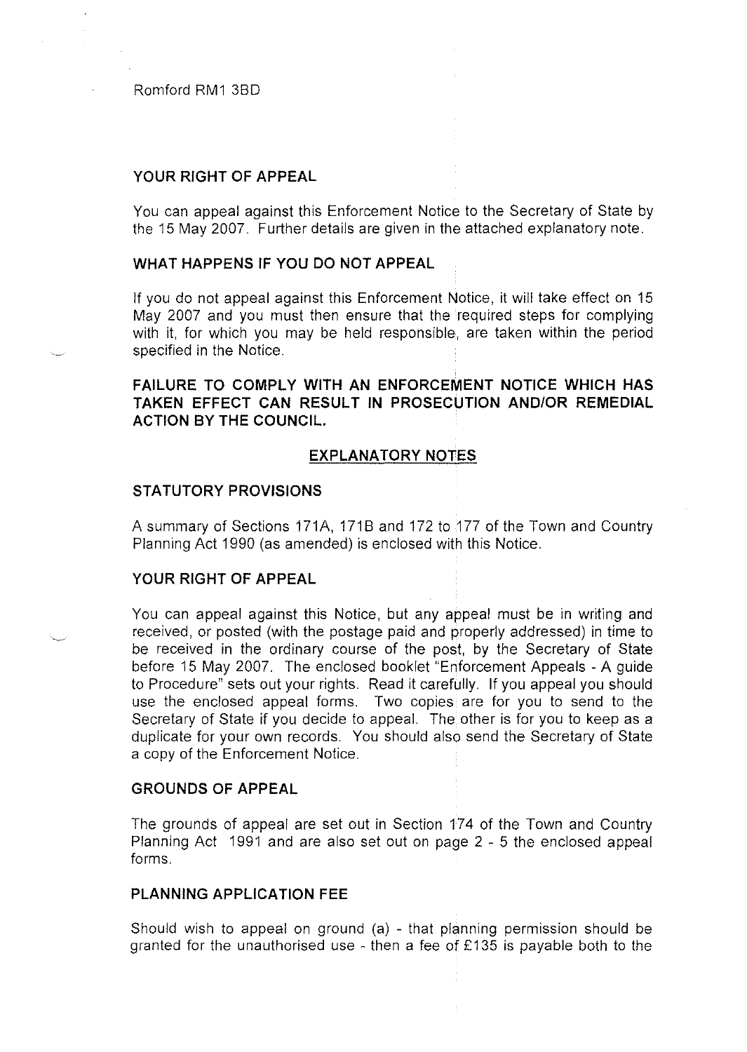Romford RM1 3BD

## YOUR RIGHT OF APPEAL

You can appeal against this Enforcement Notice to the Secretary of State by the 15 May 2007. Further details are given in the attached explanatory note.

## WHAT HAPPENS IF YOU DO NOT APPEAL

If you do not appeal against this Enforcement Notice, it will take effect on 15 May 2007 and you must then ensure that the required steps for complying with it, for which you may be held responsible, are taken within the period specified in the Notice.

**FAILURE TO COMPLY WITH AN ENFORCEMENT NOTICE WHICH HAS TAKEN EFFECT CAN RESULT IN PROSECUTION AND/OR REMEDIAL ACTION BY THE COUNCIL.**

## EXPLANATORY NOTES

### STATUTORY PROVISIONS

A summary of Sections 171A, 171B and 172 to 177 of the Town and Country Planning Act 1990 (as amended) is enclosed with this Notice.

### YOUR RIGHT OF APPEAL

You can appeal against this Notice, but any appeal must be in writing and received, or posted (with the postage paid and properly addressed) in time to be received in the ordinary course of the post, by the Secretary of State before 15 May 2007. The enclosed booklet "Enforcement Appeals - A guide to Procedure" sets out your rights. Read it carefully. If you appeal you should use the enclosed appeal forms. Two copies are for you to send to the Secretary of State if you decide to appeal. The other is for you to keep as a duplicate for your own records. You should also send the Secretary of State a copy of the Enforcement Notice.

### GROUNDS OF APPEAL

The grounds of appeal are set out in Section 174 of the Town and Country Planning Act 1991 and are also set out on page 2 - 5 the enclosed appeal forms.

### PLANNING APPLICATION FEE

Should wish to appeal on ground (a) - that planning permission should be granted for the unauthorised use - then a fee of £135 is payable both to the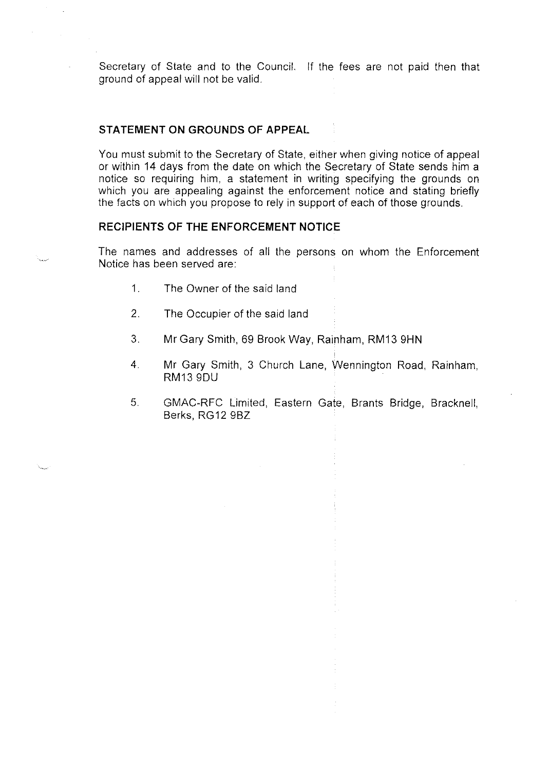Secretary of State and to the Council. If the fees are not paid then that ground of appeal will not be valid.

## STATEMENT ON GROUNDS OF APPEAL

You must submit to the Secretary of State, either when giving notice of appeal or within 14 days from the date on which the Secretary of State sends him a notice so requiring him, a statement in writing specifying the grounds on which you are appealing against the enforcement notice and stating briefly the facts on which you propose to rely in support of each of those grounds.

## RECIPIENTS OF THE ENFORCEMENT NOTICE

The names and addresses of all the persons on whom the Enforcement Notice has been served are:

1. The Owner of the said land
2. The Occupier of the said land
3. Mr Gary Smith, 69 Brook Way, Rainham, RM13 9HN
4. Mr Gary Smith, 3 Church Lane, Wennington Road, Rainham, RM13 9DU
5. GMAC-RFC Limited, Eastern Gate, Brants Bridge, Bracknell, Berks, RG12 9BZ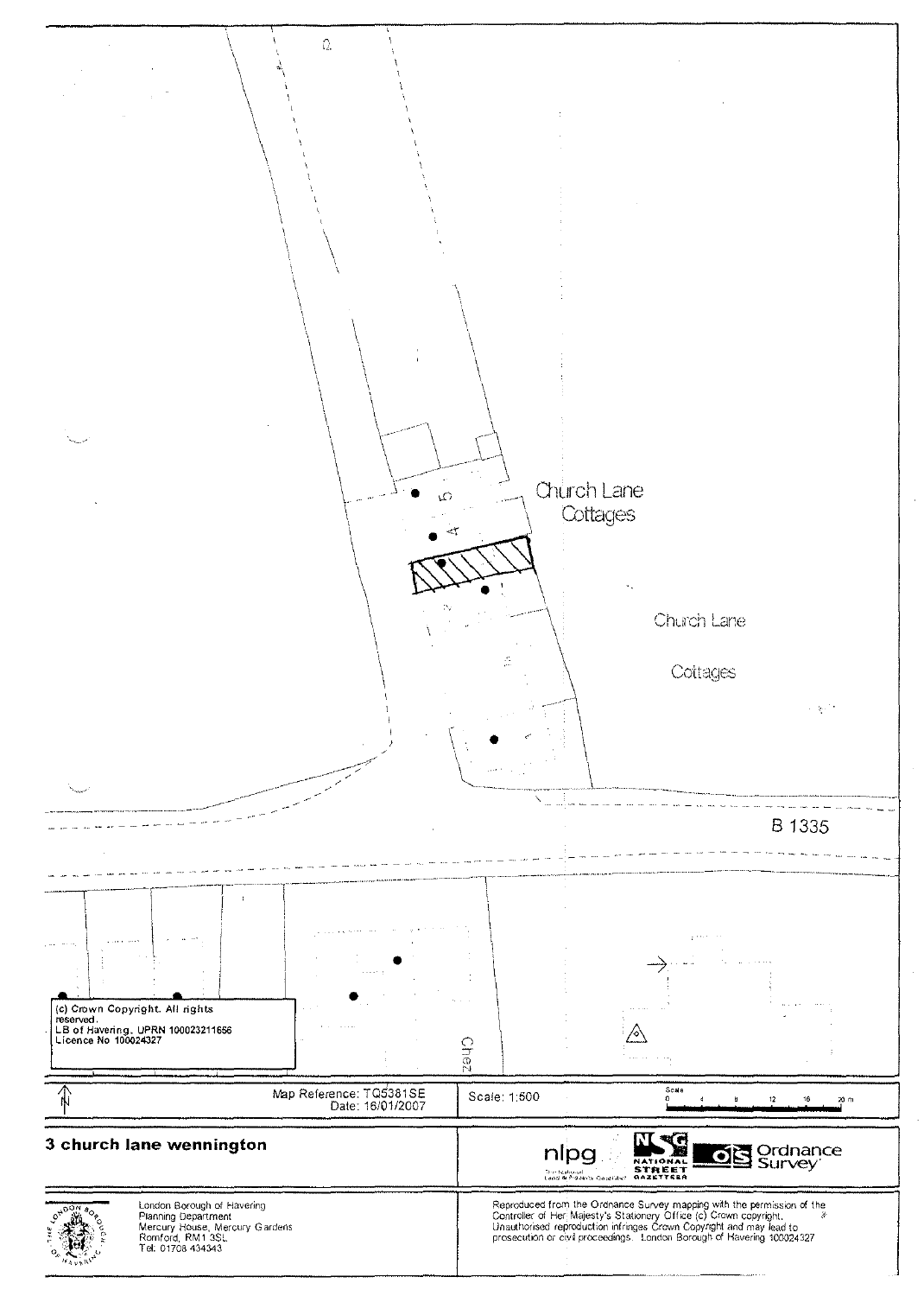Church Lane Cottages

Church Lane

Cottages

B 1335

Chez

(c) Crown Copyright. All rights reserved.
LB of Havering. UPRN 100023211656
Licence No 100024327

N

Map Reference: TQ5381SE
Date: 16/01/2007

Scale: 1:500

Scale
0 4 8 12 16 20 m

**3 church lane wennington**

nlpg The National Land & Property Gazetteer

NSG NATIONAL STREET GAZETTEER

Ordnance Survey

London Borough of Havering
Planning Department
Mercury House, Mercury Gardens
Romford, RM1 3SL
Tel: 01708 434343

Reproduced from the Ordnance Survey mapping with the permission of the Controller of Her Majesty's Stationery Office (c) Crown copyright. Unauthorised reproduction infringes Crown Copyright and may lead to prosecution or civil proceedings. London Borough of Havering 100024327